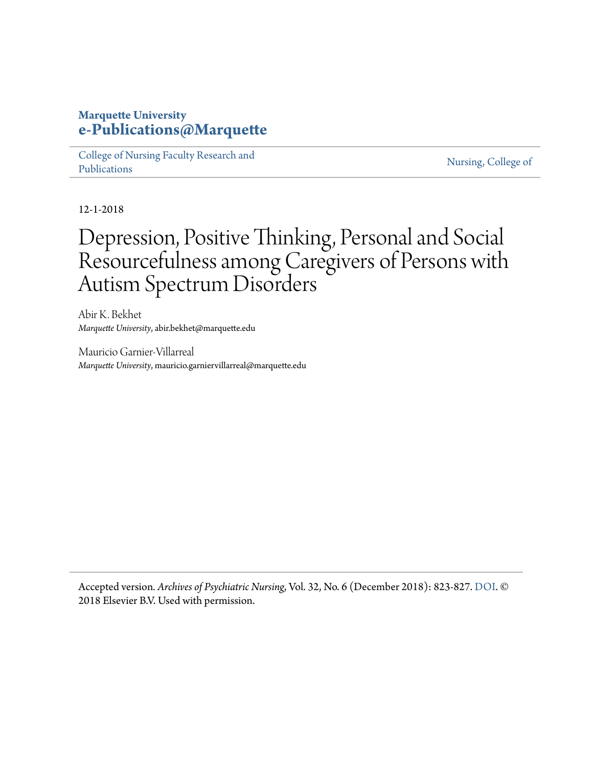**Marquette University**
**e-Publications@Marquette**

College of Nursing Faculty Research and Publications | Nursing, College of

12-1-2018

# Depression, Positive Thinking, Personal and Social Resourcefulness among Caregivers of Persons with Autism Spectrum Disorders

Abir K. Bekhet
*Marquette University*, abir.bekhet@marquette.edu

Mauricio Garnier-Villarreal
*Marquette University*, mauricio.garniervillarreal@marquette.edu

Accepted version. *Archives of Psychiatric Nursing*, Vol. 32, No. 6 (December 2018): 823-827. DOI. © 2018 Elsevier B.V. Used with permission.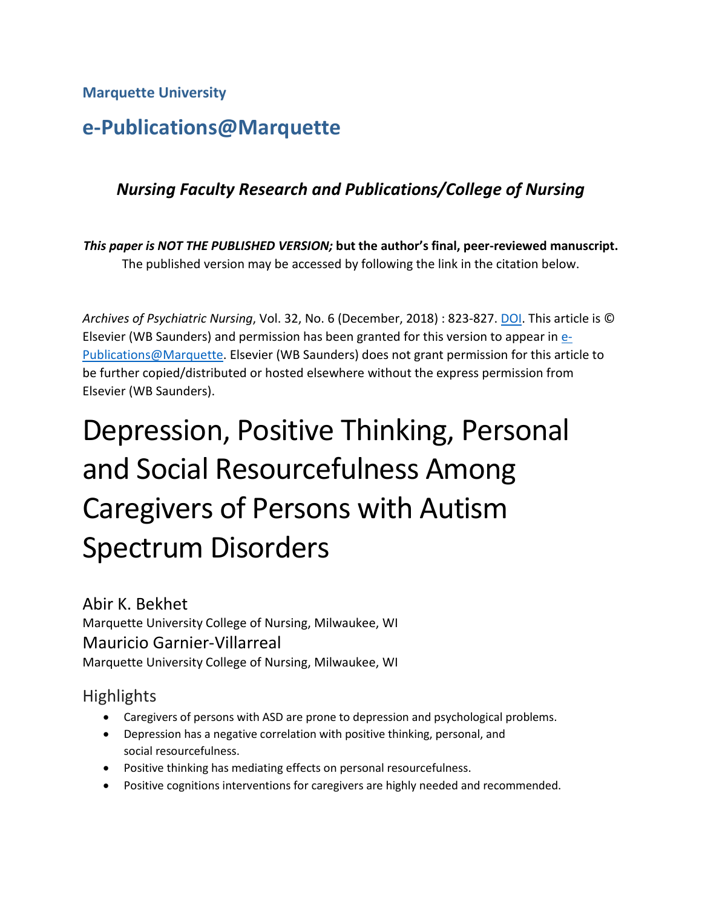**Marquette University**

## e-Publications@Marquette

### *Nursing Faculty Research and Publications/College of Nursing*

***This paper is NOT THE PUBLISHED VERSION;*** **but the author's final, peer-reviewed manuscript.** The published version may be accessed by following the link in the citation below.

*Archives of Psychiatric Nursing*, Vol. 32, No. 6 (December, 2018) : 823-827. DOI. This article is © Elsevier (WB Saunders) and permission has been granted for this version to appear in e-Publications@Marquette. Elsevier (WB Saunders) does not grant permission for this article to be further copied/distributed or hosted elsewhere without the express permission from Elsevier (WB Saunders).

# Depression, Positive Thinking, Personal and Social Resourcefulness Among Caregivers of Persons with Autism Spectrum Disorders

Abir K. Bekhet
Marquette University College of Nursing, Milwaukee, WI

Mauricio Garnier-Villarreal
Marquette University College of Nursing, Milwaukee, WI

## Highlights

- Caregivers of persons with ASD are prone to depression and psychological problems.
- Depression has a negative correlation with positive thinking, personal, and social resourcefulness.
- Positive thinking has mediating effects on personal resourcefulness.
- Positive cognitions interventions for caregivers are highly needed and recommended.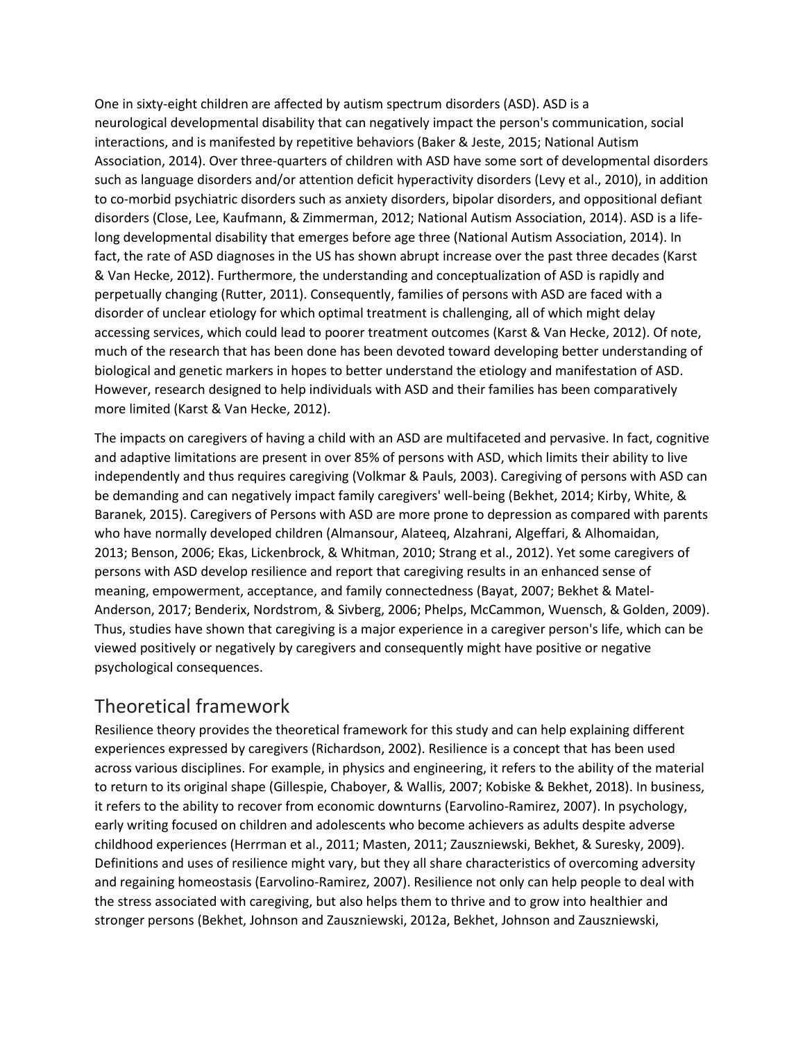One in sixty-eight children are affected by autism spectrum disorders (ASD). ASD is a neurological developmental disability that can negatively impact the person's communication, social interactions, and is manifested by repetitive behaviors (Baker & Jeste, 2015; National Autism Association, 2014). Over three-quarters of children with ASD have some sort of developmental disorders such as language disorders and/or attention deficit hyperactivity disorders (Levy et al., 2010), in addition to co-morbid psychiatric disorders such as anxiety disorders, bipolar disorders, and oppositional defiant disorders (Close, Lee, Kaufmann, & Zimmerman, 2012; National Autism Association, 2014). ASD is a life-long developmental disability that emerges before age three (National Autism Association, 2014). In fact, the rate of ASD diagnoses in the US has shown abrupt increase over the past three decades (Karst & Van Hecke, 2012). Furthermore, the understanding and conceptualization of ASD is rapidly and perpetually changing (Rutter, 2011). Consequently, families of persons with ASD are faced with a disorder of unclear etiology for which optimal treatment is challenging, all of which might delay accessing services, which could lead to poorer treatment outcomes (Karst & Van Hecke, 2012). Of note, much of the research that has been done has been devoted toward developing better understanding of biological and genetic markers in hopes to better understand the etiology and manifestation of ASD. However, research designed to help individuals with ASD and their families has been comparatively more limited (Karst & Van Hecke, 2012).

The impacts on caregivers of having a child with an ASD are multifaceted and pervasive. In fact, cognitive and adaptive limitations are present in over 85% of persons with ASD, which limits their ability to live independently and thus requires caregiving (Volkmar & Pauls, 2003). Caregiving of persons with ASD can be demanding and can negatively impact family caregivers' well-being (Bekhet, 2014; Kirby, White, & Baranek, 2015). Caregivers of Persons with ASD are more prone to depression as compared with parents who have normally developed children (Almansour, Alateeq, Alzahrani, Algeffari, & Alhomaidan, 2013; Benson, 2006; Ekas, Lickenbrock, & Whitman, 2010; Strang et al., 2012). Yet some caregivers of persons with ASD develop resilience and report that caregiving results in an enhanced sense of meaning, empowerment, acceptance, and family connectedness (Bayat, 2007; Bekhet & Matel-Anderson, 2017; Benderix, Nordstrom, & Sivberg, 2006; Phelps, McCammon, Wuensch, & Golden, 2009). Thus, studies have shown that caregiving is a major experience in a caregiver person's life, which can be viewed positively or negatively by caregivers and consequently might have positive or negative psychological consequences.

## Theoretical framework

Resilience theory provides the theoretical framework for this study and can help explaining different experiences expressed by caregivers (Richardson, 2002). Resilience is a concept that has been used across various disciplines. For example, in physics and engineering, it refers to the ability of the material to return to its original shape (Gillespie, Chaboyer, & Wallis, 2007; Kobiske & Bekhet, 2018). In business, it refers to the ability to recover from economic downturns (Earvolino-Ramirez, 2007). In psychology, early writing focused on children and adolescents who become achievers as adults despite adverse childhood experiences (Herrman et al., 2011; Masten, 2011; Zauszniewski, Bekhet, & Suresky, 2009). Definitions and uses of resilience might vary, but they all share characteristics of overcoming adversity and regaining homeostasis (Earvolino-Ramirez, 2007). Resilience not only can help people to deal with the stress associated with caregiving, but also helps them to thrive and to grow into healthier and stronger persons (Bekhet, Johnson and Zauszniewski, 2012a, Bekhet, Johnson and Zauszniewski,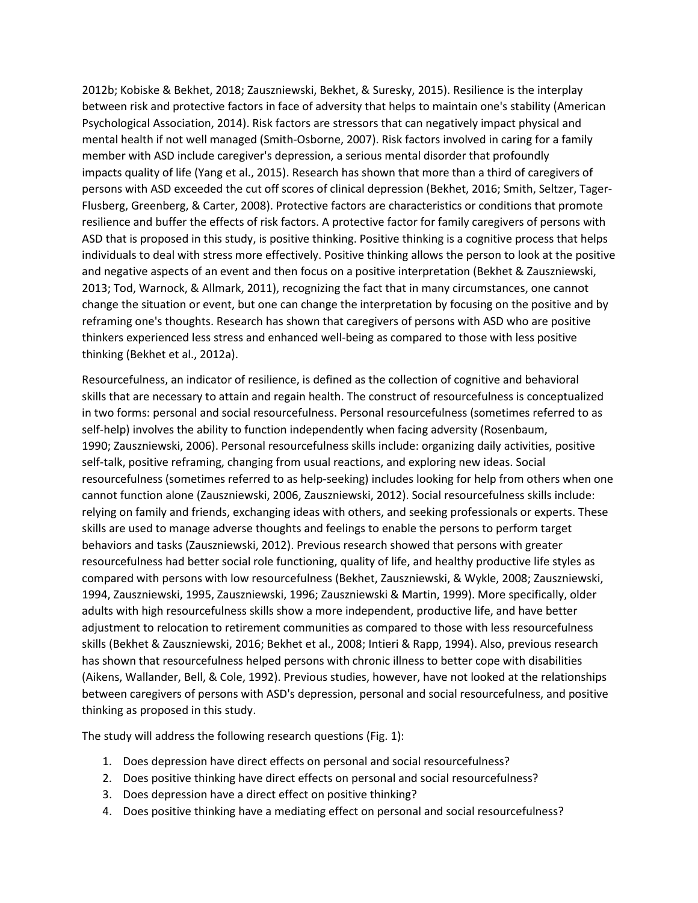2012b; Kobiske & Bekhet, 2018; Zauszniewski, Bekhet, & Suresky, 2015). Resilience is the interplay between risk and protective factors in face of adversity that helps to maintain one's stability (American Psychological Association, 2014). Risk factors are stressors that can negatively impact physical and mental health if not well managed (Smith-Osborne, 2007). Risk factors involved in caring for a family member with ASD include caregiver's depression, a serious mental disorder that profoundly impacts quality of life (Yang et al., 2015). Research has shown that more than a third of caregivers of persons with ASD exceeded the cut off scores of clinical depression (Bekhet, 2016; Smith, Seltzer, Tager-Flusberg, Greenberg, & Carter, 2008). Protective factors are characteristics or conditions that promote resilience and buffer the effects of risk factors. A protective factor for family caregivers of persons with ASD that is proposed in this study, is positive thinking. Positive thinking is a cognitive process that helps individuals to deal with stress more effectively. Positive thinking allows the person to look at the positive and negative aspects of an event and then focus on a positive interpretation (Bekhet & Zauszniewski, 2013; Tod, Warnock, & Allmark, 2011), recognizing the fact that in many circumstances, one cannot change the situation or event, but one can change the interpretation by focusing on the positive and by reframing one's thoughts. Research has shown that caregivers of persons with ASD who are positive thinkers experienced less stress and enhanced well-being as compared to those with less positive thinking (Bekhet et al., 2012a).

Resourcefulness, an indicator of resilience, is defined as the collection of cognitive and behavioral skills that are necessary to attain and regain health. The construct of resourcefulness is conceptualized in two forms: personal and social resourcefulness. Personal resourcefulness (sometimes referred to as self-help) involves the ability to function independently when facing adversity (Rosenbaum, 1990; Zauszniewski, 2006). Personal resourcefulness skills include: organizing daily activities, positive self-talk, positive reframing, changing from usual reactions, and exploring new ideas. Social resourcefulness (sometimes referred to as help-seeking) includes looking for help from others when one cannot function alone (Zauszniewski, 2006, Zauszniewski, 2012). Social resourcefulness skills include: relying on family and friends, exchanging ideas with others, and seeking professionals or experts. These skills are used to manage adverse thoughts and feelings to enable the persons to perform target behaviors and tasks (Zauszniewski, 2012). Previous research showed that persons with greater resourcefulness had better social role functioning, quality of life, and healthy productive life styles as compared with persons with low resourcefulness (Bekhet, Zauszniewski, & Wykle, 2008; Zauszniewski, 1994, Zauszniewski, 1995, Zauszniewski, 1996; Zauszniewski & Martin, 1999). More specifically, older adults with high resourcefulness skills show a more independent, productive life, and have better adjustment to relocation to retirement communities as compared to those with less resourcefulness skills (Bekhet & Zauszniewski, 2016; Bekhet et al., 2008; Intieri & Rapp, 1994). Also, previous research has shown that resourcefulness helped persons with chronic illness to better cope with disabilities (Aikens, Wallander, Bell, & Cole, 1992). Previous studies, however, have not looked at the relationships between caregivers of persons with ASD's depression, personal and social resourcefulness, and positive thinking as proposed in this study.

The study will address the following research questions (Fig. 1):

1. Does depression have direct effects on personal and social resourcefulness?
2. Does positive thinking have direct effects on personal and social resourcefulness?
3. Does depression have a direct effect on positive thinking?
4. Does positive thinking have a mediating effect on personal and social resourcefulness?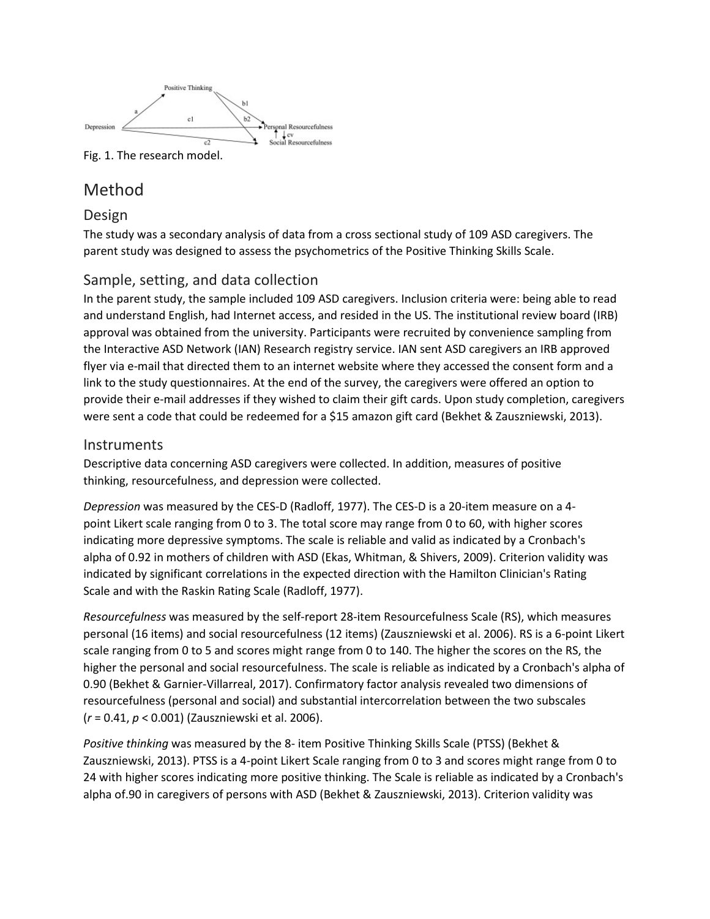Positive Thinking

a

b1

c1

b2

Depression

Personal Resourcefulness

cv

c2

Social Resourcefulness

Fig. 1. The research model.

## Method

### Design

The study was a secondary analysis of data from a cross sectional study of 109 ASD caregivers. The parent study was designed to assess the psychometrics of the Positive Thinking Skills Scale.

### Sample, setting, and data collection

In the parent study, the sample included 109 ASD caregivers. Inclusion criteria were: being able to read and understand English, had Internet access, and resided in the US. The institutional review board (IRB) approval was obtained from the university. Participants were recruited by convenience sampling from the Interactive ASD Network (IAN) Research registry service. IAN sent ASD caregivers an IRB approved flyer via e-mail that directed them to an internet website where they accessed the consent form and a link to the study questionnaires. At the end of the survey, the caregivers were offered an option to provide their e-mail addresses if they wished to claim their gift cards. Upon study completion, caregivers were sent a code that could be redeemed for a $15 amazon gift card (Bekhet & Zauszniewski, 2013).

### Instruments

Descriptive data concerning ASD caregivers were collected. In addition, measures of positive thinking, resourcefulness, and depression were collected.

*Depression* was measured by the CES-D (Radloff, 1977). The CES-D is a 20-item measure on a 4-point Likert scale ranging from 0 to 3. The total score may range from 0 to 60, with higher scores indicating more depressive symptoms. The scale is reliable and valid as indicated by a Cronbach's alpha of 0.92 in mothers of children with ASD (Ekas, Whitman, & Shivers, 2009). Criterion validity was indicated by significant correlations in the expected direction with the Hamilton Clinician's Rating Scale and with the Raskin Rating Scale (Radloff, 1977).

*Resourcefulness* was measured by the self-report 28-item Resourcefulness Scale (RS), which measures personal (16 items) and social resourcefulness (12 items) (Zauszniewski et al. 2006). RS is a 6-point Likert scale ranging from 0 to 5 and scores might range from 0 to 140. The higher the scores on the RS, the higher the personal and social resourcefulness. The scale is reliable as indicated by a Cronbach's alpha of 0.90 (Bekhet & Garnier-Villarreal, 2017). Confirmatory factor analysis revealed two dimensions of resourcefulness (personal and social) and substantial intercorrelation between the two subscales ($r = 0.41$, $p < 0.001$) (Zauszniewski et al. 2006).

*Positive thinking* was measured by the 8- item Positive Thinking Skills Scale (PTSS) (Bekhet & Zauszniewski, 2013). PTSS is a 4-point Likert Scale ranging from 0 to 3 and scores might range from 0 to 24 with higher scores indicating more positive thinking. The Scale is reliable as indicated by a Cronbach's alpha of.90 in caregivers of persons with ASD (Bekhet & Zauszniewski, 2013). Criterion validity was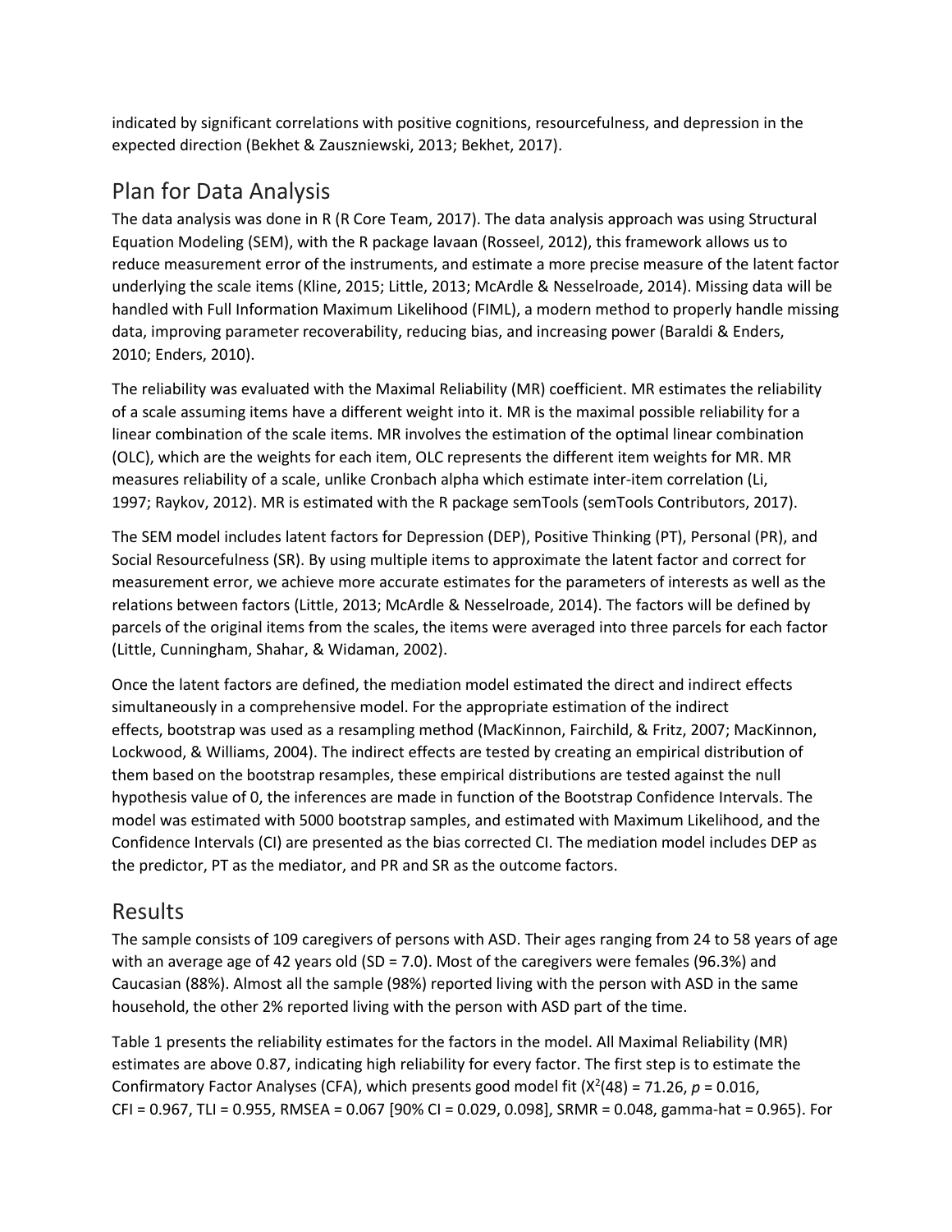indicated by significant correlations with positive cognitions, resourcefulness, and depression in the expected direction (Bekhet & Zauszniewski, 2013; Bekhet, 2017).

## Plan for Data Analysis

The data analysis was done in R (R Core Team, 2017). The data analysis approach was using Structural Equation Modeling (SEM), with the R package lavaan (Rosseel, 2012), this framework allows us to reduce measurement error of the instruments, and estimate a more precise measure of the latent factor underlying the scale items (Kline, 2015; Little, 2013; McArdle & Nesselroade, 2014). Missing data will be handled with Full Information Maximum Likelihood (FIML), a modern method to properly handle missing data, improving parameter recoverability, reducing bias, and increasing power (Baraldi & Enders, 2010; Enders, 2010).

The reliability was evaluated with the Maximal Reliability (MR) coefficient. MR estimates the reliability of a scale assuming items have a different weight into it. MR is the maximal possible reliability for a linear combination of the scale items. MR involves the estimation of the optimal linear combination (OLC), which are the weights for each item, OLC represents the different item weights for MR. MR measures reliability of a scale, unlike Cronbach alpha which estimate inter-item correlation (Li, 1997; Raykov, 2012). MR is estimated with the R package semTools (semTools Contributors, 2017).

The SEM model includes latent factors for Depression (DEP), Positive Thinking (PT), Personal (PR), and Social Resourcefulness (SR). By using multiple items to approximate the latent factor and correct for measurement error, we achieve more accurate estimates for the parameters of interests as well as the relations between factors (Little, 2013; McArdle & Nesselroade, 2014). The factors will be defined by parcels of the original items from the scales, the items were averaged into three parcels for each factor (Little, Cunningham, Shahar, & Widaman, 2002).

Once the latent factors are defined, the mediation model estimated the direct and indirect effects simultaneously in a comprehensive model. For the appropriate estimation of the indirect effects, bootstrap was used as a resampling method (MacKinnon, Fairchild, & Fritz, 2007; MacKinnon, Lockwood, & Williams, 2004). The indirect effects are tested by creating an empirical distribution of them based on the bootstrap resamples, these empirical distributions are tested against the null hypothesis value of 0, the inferences are made in function of the Bootstrap Confidence Intervals. The model was estimated with 5000 bootstrap samples, and estimated with Maximum Likelihood, and the Confidence Intervals (CI) are presented as the bias corrected CI. The mediation model includes DEP as the predictor, PT as the mediator, and PR and SR as the outcome factors.

## Results

The sample consists of 109 caregivers of persons with ASD. Their ages ranging from 24 to 58 years of age with an average age of 42 years old (SD = 7.0). Most of the caregivers were females (96.3%) and Caucasian (88%). Almost all the sample (98%) reported living with the person with ASD in the same household, the other 2% reported living with the person with ASD part of the time.

Table 1 presents the reliability estimates for the factors in the model. All Maximal Reliability (MR) estimates are above 0.87, indicating high reliability for every factor. The first step is to estimate the Confirmatory Factor Analyses (CFA), which presents good model fit ($X^2(48) = 71.26$, $p = 0.016$, CFI = 0.967, TLI = 0.955, RMSEA = 0.067 [90% CI = 0.029, 0.098], SRMR = 0.048, gamma-hat = 0.965). For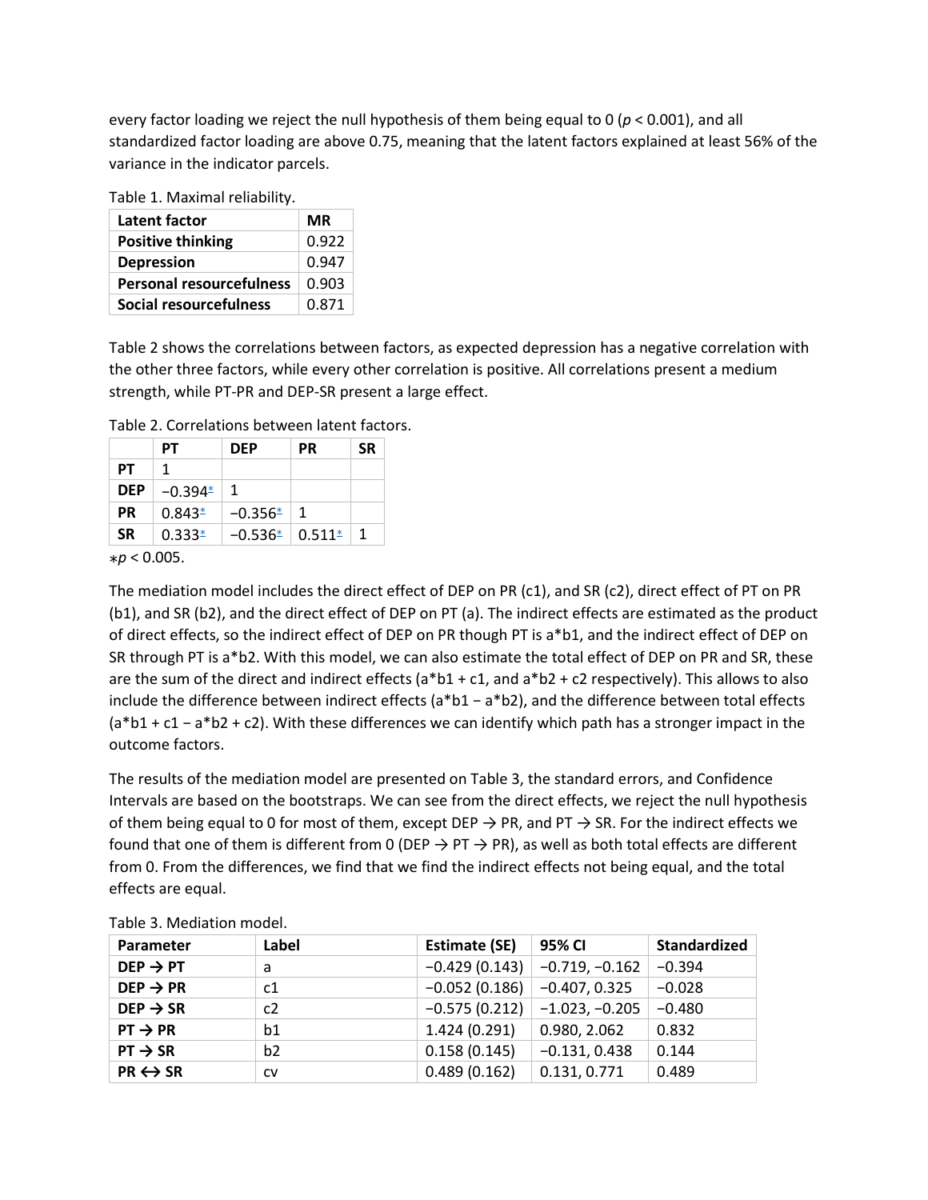every factor loading we reject the null hypothesis of them being equal to 0 ($p < 0.001$), and all standardized factor loading are above 0.75, meaning that the latent factors explained at least 56% of the variance in the indicator parcels.

Table 1. Maximal reliability.

| **Latent factor** | **MR** |
|---|---|
| **Positive thinking** | 0.922 |
| **Depression** | 0.947 |
| **Personal resourcefulness** | 0.903 |
| **Social resourcefulness** | 0.871 |

Table 2 shows the correlations between factors, as expected depression has a negative correlation with the other three factors, while every other correlation is positive. All correlations present a medium strength, while PT-PR and DEP-SR present a large effect.

Table 2. Correlations between latent factors.

| | **PT** | **DEP** | **PR** | **SR** |
|---|---|---|---|---|
| **PT** | 1 | | | |
| **DEP** | −0.394* | 1 | | |
| **PR** | 0.843* | −0.356* | 1 | |
| **SR** | 0.333* | −0.536* | 0.511* | 1 |

$*p < 0.005$.

The mediation model includes the direct effect of DEP on PR (c1), and SR (c2), direct effect of PT on PR (b1), and SR (b2), and the direct effect of DEP on PT (a). The indirect effects are estimated as the product of direct effects, so the indirect effect of DEP on PR though PT is a*b1, and the indirect effect of DEP on SR through PT is a*b2. With this model, we can also estimate the total effect of DEP on PR and SR, these are the sum of the direct and indirect effects (a*b1 + c1, and a*b2 + c2 respectively). This allows to also include the difference between indirect effects (a*b1 − a*b2), and the difference between total effects (a*b1 + c1 − a*b2 + c2). With these differences we can identify which path has a stronger impact in the outcome factors.

The results of the mediation model are presented on Table 3, the standard errors, and Confidence Intervals are based on the bootstraps. We can see from the direct effects, we reject the null hypothesis of them being equal to 0 for most of them, except DEP → PR, and PT → SR. For the indirect effects we found that one of them is different from 0 (DEP → PT → PR), as well as both total effects are different from 0. From the differences, we find that we find the indirect effects not being equal, and the total effects are equal.

Table 3. Mediation model.

| **Parameter** | **Label** | **Estimate (SE)** | **95% CI** | **Standardized** |
|---|---|---|---|---|
| **DEP → PT** | a | −0.429 (0.143) | −0.719, −0.162 | −0.394 |
| **DEP → PR** | c1 | −0.052 (0.186) | −0.407, 0.325 | −0.028 |
| **DEP → SR** | c2 | −0.575 (0.212) | −1.023, −0.205 | −0.480 |
| **PT → PR** | b1 | 1.424 (0.291) | 0.980, 2.062 | 0.832 |
| **PT → SR** | b2 | 0.158 (0.145) | −0.131, 0.438 | 0.144 |
| **PR ↔ SR** | cv | 0.489 (0.162) | 0.131, 0.771 | 0.489 |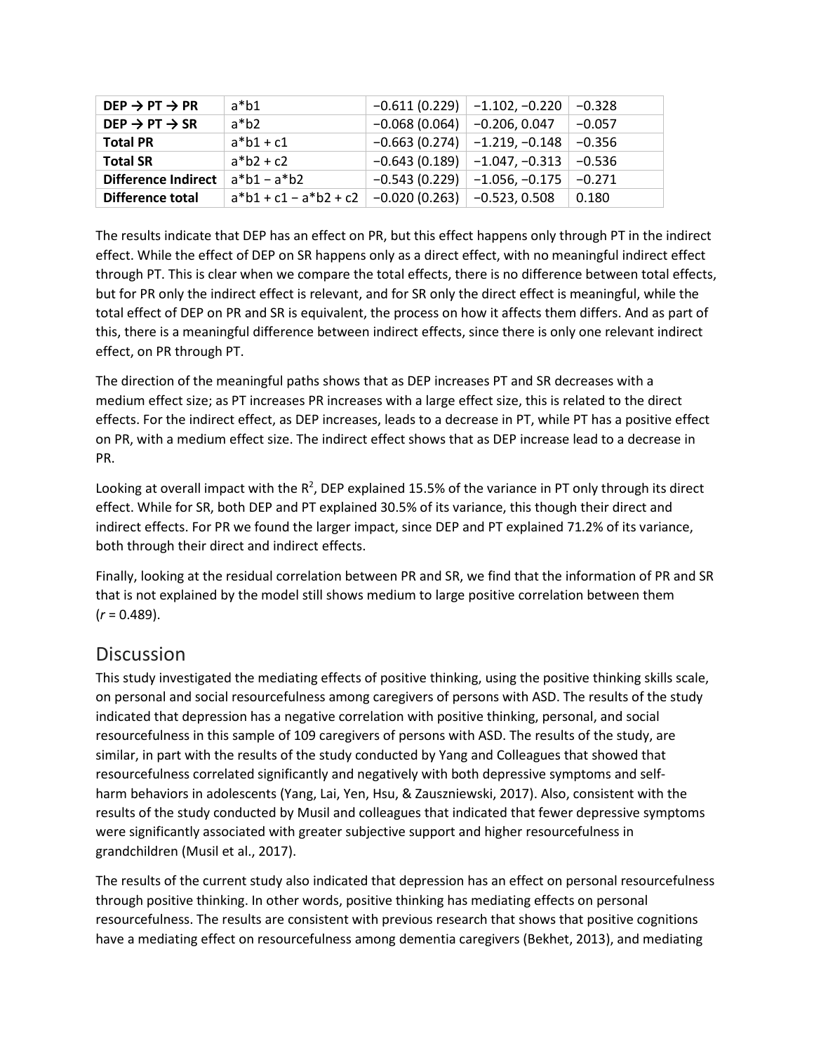| | | | | |
|---|---|---|---|---|
| **DEP → PT → PR** | a*b1 | −0.611 (0.229) | −1.102, −0.220 | −0.328 |
| **DEP → PT → SR** | a*b2 | −0.068 (0.064) | −0.206, 0.047 | −0.057 |
| **Total PR** | a*b1 + c1 | −0.663 (0.274) | −1.219, −0.148 | −0.356 |
| **Total SR** | a*b2 + c2 | −0.643 (0.189) | −1.047, −0.313 | −0.536 |
| **Difference Indirect** | a*b1 − a*b2 | −0.543 (0.229) | −1.056, −0.175 | −0.271 |
| **Difference total** | a*b1 + c1 − a*b2 + c2 | −0.020 (0.263) | −0.523, 0.508 | 0.180 |

The results indicate that DEP has an effect on PR, but this effect happens only through PT in the indirect effect. While the effect of DEP on SR happens only as a direct effect, with no meaningful indirect effect through PT. This is clear when we compare the total effects, there is no difference between total effects, but for PR only the indirect effect is relevant, and for SR only the direct effect is meaningful, while the total effect of DEP on PR and SR is equivalent, the process on how it affects them differs. And as part of this, there is a meaningful difference between indirect effects, since there is only one relevant indirect effect, on PR through PT.

The direction of the meaningful paths shows that as DEP increases PT and SR decreases with a medium effect size; as PT increases PR increases with a large effect size, this is related to the direct effects. For the indirect effect, as DEP increases, leads to a decrease in PT, while PT has a positive effect on PR, with a medium effect size. The indirect effect shows that as DEP increase lead to a decrease in PR.

Looking at overall impact with the $R^2$, DEP explained 15.5% of the variance in PT only through its direct effect. While for SR, both DEP and PT explained 30.5% of its variance, this though their direct and indirect effects. For PR we found the larger impact, since DEP and PT explained 71.2% of its variance, both through their direct and indirect effects.

Finally, looking at the residual correlation between PR and SR, we find that the information of PR and SR that is not explained by the model still shows medium to large positive correlation between them ($r$ = 0.489).

## Discussion

This study investigated the mediating effects of positive thinking, using the positive thinking skills scale, on personal and social resourcefulness among caregivers of persons with ASD. The results of the study indicated that depression has a negative correlation with positive thinking, personal, and social resourcefulness in this sample of 109 caregivers of persons with ASD. The results of the study, are similar, in part with the results of the study conducted by Yang and Colleagues that showed that resourcefulness correlated significantly and negatively with both depressive symptoms and self-harm behaviors in adolescents (Yang, Lai, Yen, Hsu, & Zauszniewski, 2017). Also, consistent with the results of the study conducted by Musil and colleagues that indicated that fewer depressive symptoms were significantly associated with greater subjective support and higher resourcefulness in grandchildren (Musil et al., 2017).

The results of the current study also indicated that depression has an effect on personal resourcefulness through positive thinking. In other words, positive thinking has mediating effects on personal resourcefulness. The results are consistent with previous research that shows that positive cognitions have a mediating effect on resourcefulness among dementia caregivers (Bekhet, 2013), and mediating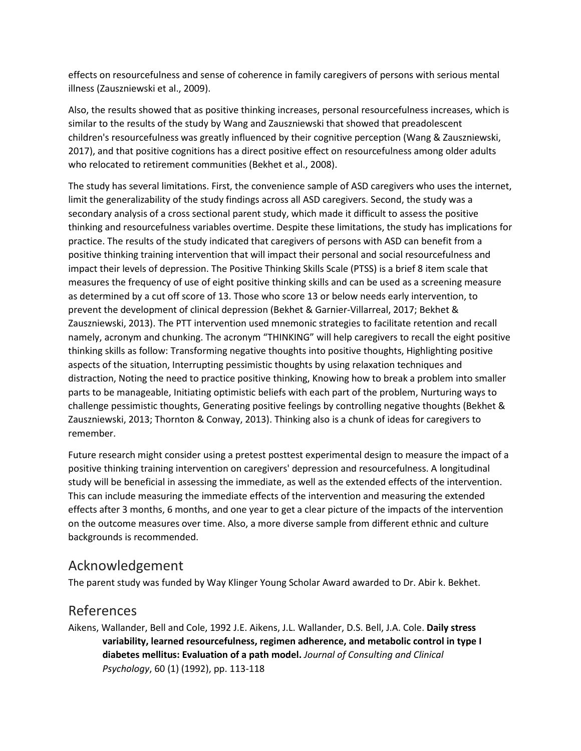effects on resourcefulness and sense of coherence in family caregivers of persons with serious mental illness (Zauszniewski et al., 2009).

Also, the results showed that as positive thinking increases, personal resourcefulness increases, which is similar to the results of the study by Wang and Zauszniewski that showed that preadolescent children's resourcefulness was greatly influenced by their cognitive perception (Wang & Zauszniewski, 2017), and that positive cognitions has a direct positive effect on resourcefulness among older adults who relocated to retirement communities (Bekhet et al., 2008).

The study has several limitations. First, the convenience sample of ASD caregivers who uses the internet, limit the generalizability of the study findings across all ASD caregivers. Second, the study was a secondary analysis of a cross sectional parent study, which made it difficult to assess the positive thinking and resourcefulness variables overtime. Despite these limitations, the study has implications for practice. The results of the study indicated that caregivers of persons with ASD can benefit from a positive thinking training intervention that will impact their personal and social resourcefulness and impact their levels of depression. The Positive Thinking Skills Scale (PTSS) is a brief 8 item scale that measures the frequency of use of eight positive thinking skills and can be used as a screening measure as determined by a cut off score of 13. Those who score 13 or below needs early intervention, to prevent the development of clinical depression (Bekhet & Garnier-Villarreal, 2017; Bekhet & Zauszniewski, 2013). The PTT intervention used mnemonic strategies to facilitate retention and recall namely, acronym and chunking. The acronym "THINKING" will help caregivers to recall the eight positive thinking skills as follow: Transforming negative thoughts into positive thoughts, Highlighting positive aspects of the situation, Interrupting pessimistic thoughts by using relaxation techniques and distraction, Noting the need to practice positive thinking, Knowing how to break a problem into smaller parts to be manageable, Initiating optimistic beliefs with each part of the problem, Nurturing ways to challenge pessimistic thoughts, Generating positive feelings by controlling negative thoughts (Bekhet & Zauszniewski, 2013; Thornton & Conway, 2013). Thinking also is a chunk of ideas for caregivers to remember.

Future research might consider using a pretest posttest experimental design to measure the impact of a positive thinking training intervention on caregivers' depression and resourcefulness. A longitudinal study will be beneficial in assessing the immediate, as well as the extended effects of the intervention. This can include measuring the immediate effects of the intervention and measuring the extended effects after 3 months, 6 months, and one year to get a clear picture of the impacts of the intervention on the outcome measures over time. Also, a more diverse sample from different ethnic and culture backgrounds is recommended.

## Acknowledgement

The parent study was funded by Way Klinger Young Scholar Award awarded to Dr. Abir k. Bekhet.

## References

Aikens, Wallander, Bell and Cole, 1992 J.E. Aikens, J.L. Wallander, D.S. Bell, J.A. Cole. **Daily stress variability, learned resourcefulness, regimen adherence, and metabolic control in type I diabetes mellitus: Evaluation of a path model.** *Journal of Consulting and Clinical Psychology*, 60 (1) (1992), pp. 113-118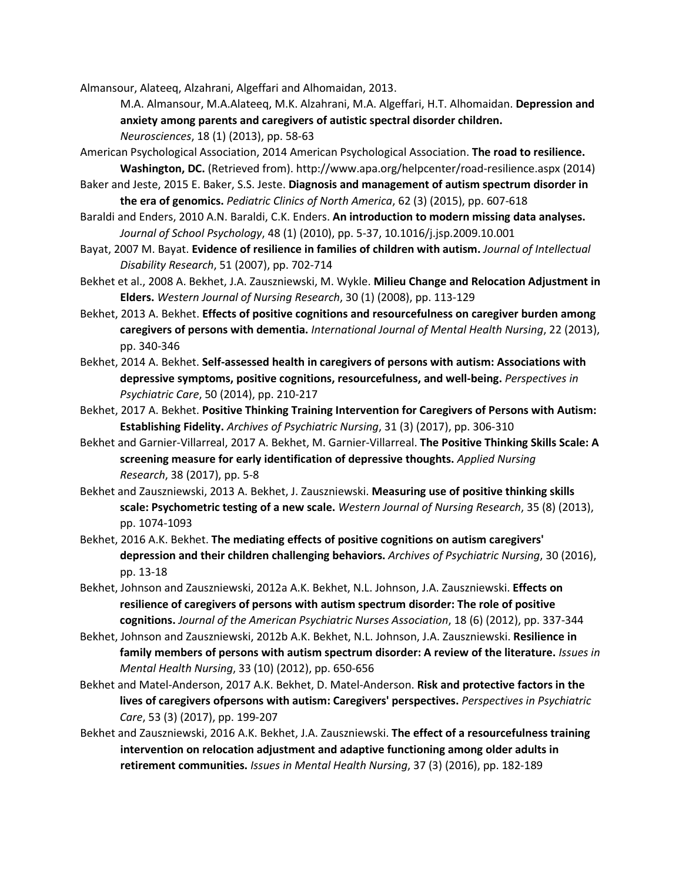Almansour, Alateeq, Alzahrani, Algeffari and Alhomaidan, 2013. M.A. Almansour, M.A.Alateeq, M.K. Alzahrani, M.A. Algeffari, H.T. Alhomaidan. **Depression and anxiety among parents and caregivers of autistic spectral disorder children.** *Neurosciences*, 18 (1) (2013), pp. 58-63

American Psychological Association, 2014 American Psychological Association. **The road to resilience. Washington, DC.** (Retrieved from). http://www.apa.org/helpcenter/road-resilience.aspx (2014)

Baker and Jeste, 2015 E. Baker, S.S. Jeste. **Diagnosis and management of autism spectrum disorder in the era of genomics.** *Pediatric Clinics of North America*, 62 (3) (2015), pp. 607-618

Baraldi and Enders, 2010 A.N. Baraldi, C.K. Enders. **An introduction to modern missing data analyses.** *Journal of School Psychology*, 48 (1) (2010), pp. 5-37, 10.1016/j.jsp.2009.10.001

Bayat, 2007 M. Bayat. **Evidence of resilience in families of children with autism.** *Journal of Intellectual Disability Research*, 51 (2007), pp. 702-714

Bekhet et al., 2008 A. Bekhet, J.A. Zauszniewski, M. Wykle. **Milieu Change and Relocation Adjustment in Elders.** *Western Journal of Nursing Research*, 30 (1) (2008), pp. 113-129

Bekhet, 2013 A. Bekhet. **Effects of positive cognitions and resourcefulness on caregiver burden among caregivers of persons with dementia.** *International Journal of Mental Health Nursing*, 22 (2013), pp. 340-346

Bekhet, 2014 A. Bekhet. **Self-assessed health in caregivers of persons with autism: Associations with depressive symptoms, positive cognitions, resourcefulness, and well-being.** *Perspectives in Psychiatric Care*, 50 (2014), pp. 210-217

Bekhet, 2017 A. Bekhet. **Positive Thinking Training Intervention for Caregivers of Persons with Autism: Establishing Fidelity.** *Archives of Psychiatric Nursing*, 31 (3) (2017), pp. 306-310

Bekhet and Garnier-Villarreal, 2017 A. Bekhet, M. Garnier-Villarreal. **The Positive Thinking Skills Scale: A screening measure for early identification of depressive thoughts.** *Applied Nursing Research*, 38 (2017), pp. 5-8

Bekhet and Zauszniewski, 2013 A. Bekhet, J. Zauszniewski. **Measuring use of positive thinking skills scale: Psychometric testing of a new scale.** *Western Journal of Nursing Research*, 35 (8) (2013), pp. 1074-1093

Bekhet, 2016 A.K. Bekhet. **The mediating effects of positive cognitions on autism caregivers' depression and their children challenging behaviors.** *Archives of Psychiatric Nursing*, 30 (2016), pp. 13-18

Bekhet, Johnson and Zauszniewski, 2012a A.K. Bekhet, N.L. Johnson, J.A. Zauszniewski. **Effects on resilience of caregivers of persons with autism spectrum disorder: The role of positive cognitions.** *Journal of the American Psychiatric Nurses Association*, 18 (6) (2012), pp. 337-344

Bekhet, Johnson and Zauszniewski, 2012b A.K. Bekhet, N.L. Johnson, J.A. Zauszniewski. **Resilience in family members of persons with autism spectrum disorder: A review of the literature.** *Issues in Mental Health Nursing*, 33 (10) (2012), pp. 650-656

Bekhet and Matel-Anderson, 2017 A.K. Bekhet, D. Matel-Anderson. **Risk and protective factors in the lives of caregivers ofpersons with autism: Caregivers' perspectives.** *Perspectives in Psychiatric Care*, 53 (3) (2017), pp. 199-207

Bekhet and Zauszniewski, 2016 A.K. Bekhet, J.A. Zauszniewski. **The effect of a resourcefulness training intervention on relocation adjustment and adaptive functioning among older adults in retirement communities.** *Issues in Mental Health Nursing*, 37 (3) (2016), pp. 182-189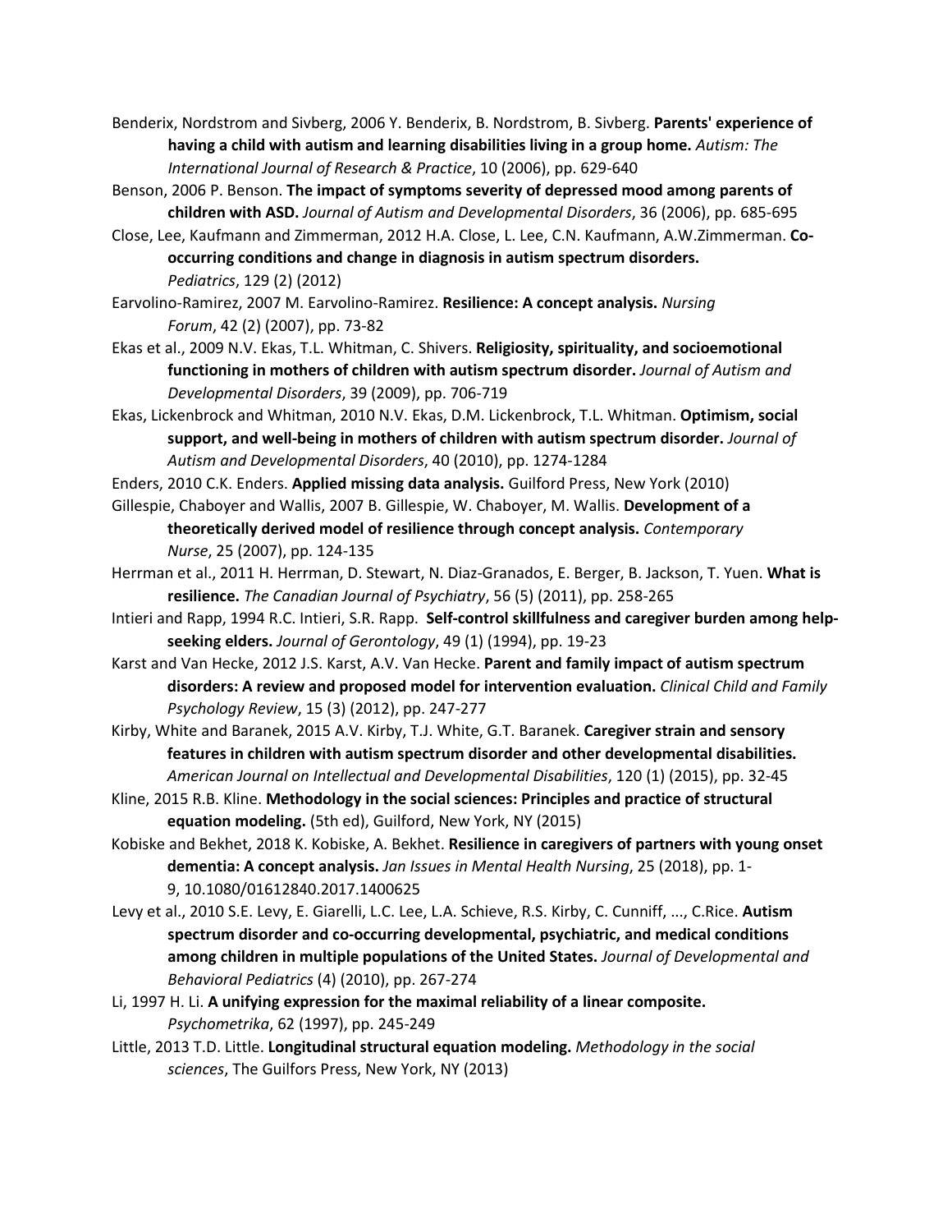Benderix, Nordstrom and Sivberg, 2006 Y. Benderix, B. Nordstrom, B. Sivberg. **Parents' experience of having a child with autism and learning disabilities living in a group home.** *Autism: The International Journal of Research & Practice*, 10 (2006), pp. 629-640

Benson, 2006 P. Benson. **The impact of symptoms severity of depressed mood among parents of children with ASD.** *Journal of Autism and Developmental Disorders*, 36 (2006), pp. 685-695

Close, Lee, Kaufmann and Zimmerman, 2012 H.A. Close, L. Lee, C.N. Kaufmann, A.W.Zimmerman. **Co-occurring conditions and change in diagnosis in autism spectrum disorders.** *Pediatrics*, 129 (2) (2012)

Earvolino-Ramirez, 2007 M. Earvolino-Ramirez. **Resilience: A concept analysis.** *Nursing Forum*, 42 (2) (2007), pp. 73-82

Ekas et al., 2009 N.V. Ekas, T.L. Whitman, C. Shivers. **Religiosity, spirituality, and socioemotional functioning in mothers of children with autism spectrum disorder.** *Journal of Autism and Developmental Disorders*, 39 (2009), pp. 706-719

Ekas, Lickenbrock and Whitman, 2010 N.V. Ekas, D.M. Lickenbrock, T.L. Whitman. **Optimism, social support, and well-being in mothers of children with autism spectrum disorder.** *Journal of Autism and Developmental Disorders*, 40 (2010), pp. 1274-1284

Enders, 2010 C.K. Enders. **Applied missing data analysis.** Guilford Press, New York (2010)

Gillespie, Chaboyer and Wallis, 2007 B. Gillespie, W. Chaboyer, M. Wallis. **Development of a theoretically derived model of resilience through concept analysis.** *Contemporary Nurse*, 25 (2007), pp. 124-135

Herrman et al., 2011 H. Herrman, D. Stewart, N. Diaz-Granados, E. Berger, B. Jackson, T. Yuen. **What is resilience.** *The Canadian Journal of Psychiatry*, 56 (5) (2011), pp. 258-265

Intieri and Rapp, 1994 R.C. Intieri, S.R. Rapp. **Self-control skillfulness and caregiver burden among help-seeking elders.** *Journal of Gerontology*, 49 (1) (1994), pp. 19-23

Karst and Van Hecke, 2012 J.S. Karst, A.V. Van Hecke. **Parent and family impact of autism spectrum disorders: A review and proposed model for intervention evaluation.** *Clinical Child and Family Psychology Review*, 15 (3) (2012), pp. 247-277

Kirby, White and Baranek, 2015 A.V. Kirby, T.J. White, G.T. Baranek. **Caregiver strain and sensory features in children with autism spectrum disorder and other developmental disabilities.** *American Journal on Intellectual and Developmental Disabilities*, 120 (1) (2015), pp. 32-45

Kline, 2015 R.B. Kline. **Methodology in the social sciences: Principles and practice of structural equation modeling.** (5th ed), Guilford, New York, NY (2015)

Kobiske and Bekhet, 2018 K. Kobiske, A. Bekhet. **Resilience in caregivers of partners with young onset dementia: A concept analysis.** *Jan Issues in Mental Health Nursing*, 25 (2018), pp. 1-9, 10.1080/01612840.2017.1400625

Levy et al., 2010 S.E. Levy, E. Giarelli, L.C. Lee, L.A. Schieve, R.S. Kirby, C. Cunniff, ..., C.Rice. **Autism spectrum disorder and co-occurring developmental, psychiatric, and medical conditions among children in multiple populations of the United States.** *Journal of Developmental and Behavioral Pediatrics* (4) (2010), pp. 267-274

Li, 1997 H. Li. **A unifying expression for the maximal reliability of a linear composite.** *Psychometrika*, 62 (1997), pp. 245-249

Little, 2013 T.D. Little. **Longitudinal structural equation modeling.** *Methodology in the social sciences*, The Guilfors Press, New York, NY (2013)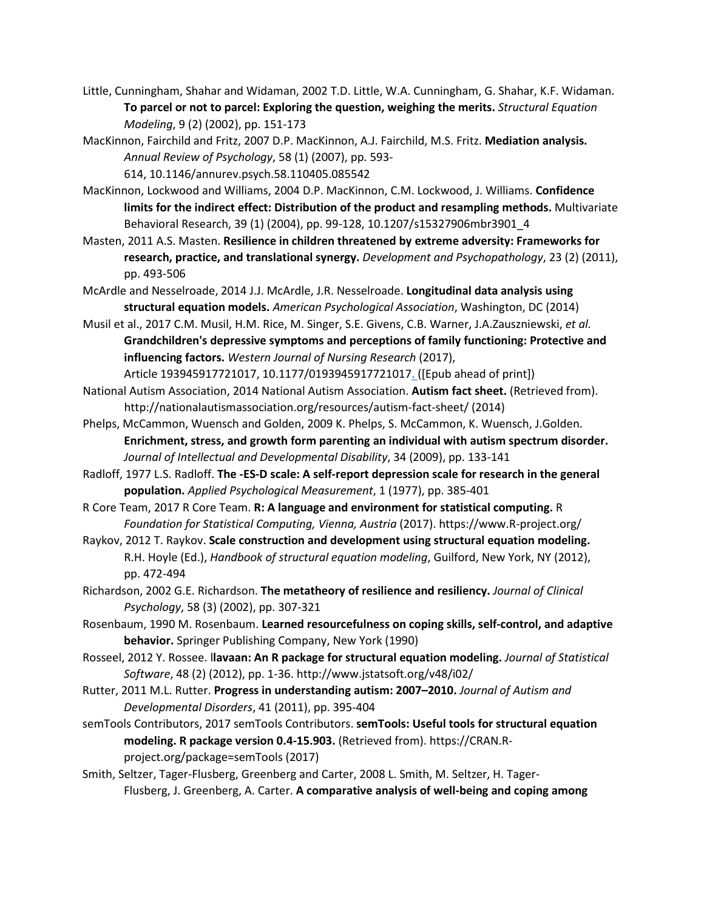Little, Cunningham, Shahar and Widaman, 2002 T.D. Little, W.A. Cunningham, G. Shahar, K.F. Widaman. **To parcel or not to parcel: Exploring the question, weighing the merits.** *Structural Equation Modeling*, 9 (2) (2002), pp. 151-173

MacKinnon, Fairchild and Fritz, 2007 D.P. MacKinnon, A.J. Fairchild, M.S. Fritz. **Mediation analysis.** *Annual Review of Psychology*, 58 (1) (2007), pp. 593-614, 10.1146/annurev.psych.58.110405.085542

MacKinnon, Lockwood and Williams, 2004 D.P. MacKinnon, C.M. Lockwood, J. Williams. **Confidence limits for the indirect effect: Distribution of the product and resampling methods.** Multivariate Behavioral Research, 39 (1) (2004), pp. 99-128, 10.1207/s15327906mbr3901_4

Masten, 2011 A.S. Masten. **Resilience in children threatened by extreme adversity: Frameworks for research, practice, and translational synergy.** *Development and Psychopathology*, 23 (2) (2011), pp. 493-506

McArdle and Nesselroade, 2014 J.J. McArdle, J.R. Nesselroade. **Longitudinal data analysis using structural equation models.** *American Psychological Association*, Washington, DC (2014)

Musil et al., 2017 C.M. Musil, H.M. Rice, M. Singer, S.E. Givens, C.B. Warner, J.A.Zauszniewski, *et al.* **Grandchildren's depressive symptoms and perceptions of family functioning: Protective and influencing factors.** *Western Journal of Nursing Research* (2017), Article 193945917721017, 10.1177/0193945917721017. ([Epub ahead of print])

National Autism Association, 2014 National Autism Association. **Autism fact sheet.** (Retrieved from). http://nationalautismassociation.org/resources/autism-fact-sheet/ (2014)

Phelps, McCammon, Wuensch and Golden, 2009 K. Phelps, S. McCammon, K. Wuensch, J.Golden. **Enrichment, stress, and growth form parenting an individual with autism spectrum disorder.** *Journal of Intellectual and Developmental Disability*, 34 (2009), pp. 133-141

Radloff, 1977 L.S. Radloff. **The -ES-D scale: A self-report depression scale for research in the general population.** *Applied Psychological Measurement*, 1 (1977), pp. 385-401

R Core Team, 2017 R Core Team. **R: A language and environment for statistical computing.** R *Foundation for Statistical Computing, Vienna, Austria* (2017). https://www.R-project.org/

Raykov, 2012 T. Raykov. **Scale construction and development using structural equation modeling.** R.H. Hoyle (Ed.), *Handbook of structural equation modeling*, Guilford, New York, NY (2012), pp. 472-494

Richardson, 2002 G.E. Richardson. **The metatheory of resilience and resiliency.** *Journal of Clinical Psychology*, 58 (3) (2002), pp. 307-321

Rosenbaum, 1990 M. Rosenbaum. **Learned resourcefulness on coping skills, self-control, and adaptive behavior.** Springer Publishing Company, New York (1990)

Rosseel, 2012 Y. Rossee. **lavaan: An R package for structural equation modeling.** *Journal of Statistical Software*, 48 (2) (2012), pp. 1-36. http://www.jstatsoft.org/v48/i02/

Rutter, 2011 M.L. Rutter. **Progress in understanding autism: 2007–2010.** *Journal of Autism and Developmental Disorders*, 41 (2011), pp. 395-404

semTools Contributors, 2017 semTools Contributors. **semTools: Useful tools for structural equation modeling. R package version 0.4-15.903.** (Retrieved from). https://CRAN.R-project.org/package=semTools (2017)

Smith, Seltzer, Tager-Flusberg, Greenberg and Carter, 2008 L. Smith, M. Seltzer, H. Tager-Flusberg, J. Greenberg, A. Carter. **A comparative analysis of well-being and coping among**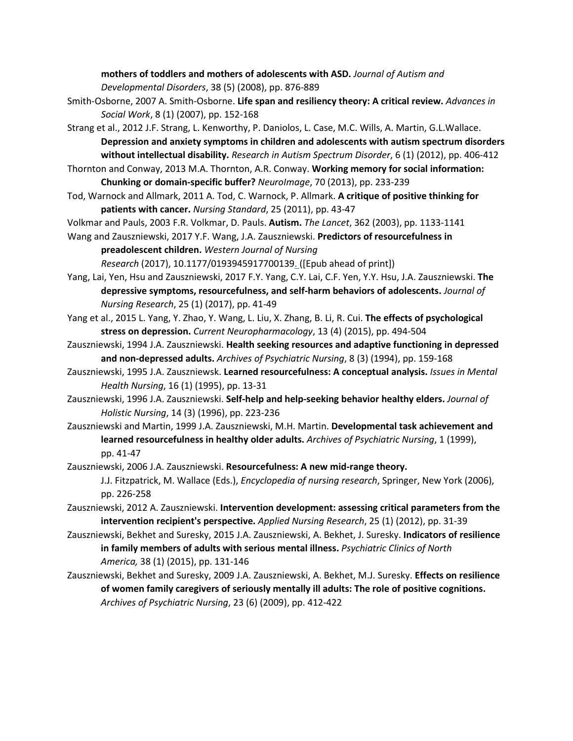**mothers of toddlers and mothers of adolescents with ASD.** *Journal of Autism and Developmental Disorders*, 38 (5) (2008), pp. 876-889

Smith-Osborne, 2007 A. Smith-Osborne. **Life span and resiliency theory: A critical review.** *Advances in Social Work*, 8 (1) (2007), pp. 152-168

Strang et al., 2012 J.F. Strang, L. Kenworthy, P. Daniolos, L. Case, M.C. Wills, A. Martin, G.L.Wallace. **Depression and anxiety symptoms in children and adolescents with autism spectrum disorders without intellectual disability.** *Research in Autism Spectrum Disorder*, 6 (1) (2012), pp. 406-412

Thornton and Conway, 2013 M.A. Thornton, A.R. Conway. **Working memory for social information: Chunking or domain-specific buffer?** *NeuroImage*, 70 (2013), pp. 233-239

Tod, Warnock and Allmark, 2011 A. Tod, C. Warnock, P. Allmark. **A critique of positive thinking for patients with cancer.** *Nursing Standard*, 25 (2011), pp. 43-47

Volkmar and Pauls, 2003 F.R. Volkmar, D. Pauls. **Autism.** *The Lancet*, 362 (2003), pp. 1133-1141

Wang and Zauszniewski, 2017 Y.F. Wang, J.A. Zauszniewski. **Predictors of resourcefulness in preadolescent children.** *Western Journal of Nursing Research* (2017), 10.1177/0193945917700139. ([Epub ahead of print])

Yang, Lai, Yen, Hsu and Zauszniewski, 2017 F.Y. Yang, C.Y. Lai, C.F. Yen, Y.Y. Hsu, J.A. Zauszniewski. **The depressive symptoms, resourcefulness, and self-harm behaviors of adolescents.** *Journal of Nursing Research*, 25 (1) (2017), pp. 41-49

Yang et al., 2015 L. Yang, Y. Zhao, Y. Wang, L. Liu, X. Zhang, B. Li, R. Cui. **The effects of psychological stress on depression.** *Current Neuropharmacology*, 13 (4) (2015), pp. 494-504

Zauszniewski, 1994 J.A. Zauszniewski. **Health seeking resources and adaptive functioning in depressed and non-depressed adults.** *Archives of Psychiatric Nursing*, 8 (3) (1994), pp. 159-168

Zauszniewski, 1995 J.A. Zauszniewsk. **Learned resourcefulness: A conceptual analysis.** *Issues in Mental Health Nursing*, 16 (1) (1995), pp. 13-31

Zauszniewski, 1996 J.A. Zauszniewski. **Self-help and help-seeking behavior healthy elders.** *Journal of Holistic Nursing*, 14 (3) (1996), pp. 223-236

Zauszniewski and Martin, 1999 J.A. Zauszniewski, M.H. Martin. **Developmental task achievement and learned resourcefulness in healthy older adults.** *Archives of Psychiatric Nursing*, 1 (1999), pp. 41-47

Zauszniewski, 2006 J.A. Zauszniewski. **Resourcefulness: A new mid-range theory.** J.J. Fitzpatrick, M. Wallace (Eds.), *Encyclopedia of nursing research*, Springer, New York (2006), pp. 226-258

Zauszniewski, 2012 A. Zauszniewski. **Intervention development: assessing critical parameters from the intervention recipient's perspective.** *Applied Nursing Research*, 25 (1) (2012), pp. 31-39

Zauszniewski, Bekhet and Suresky, 2015 J.A. Zauszniewski, A. Bekhet, J. Suresky. **Indicators of resilience in family members of adults with serious mental illness.** *Psychiatric Clinics of North America,* 38 (1) (2015), pp. 131-146

Zauszniewski, Bekhet and Suresky, 2009 J.A. Zauszniewski, A. Bekhet, M.J. Suresky. **Effects on resilience of women family caregivers of seriously mentally ill adults: The role of positive cognitions.** *Archives of Psychiatric Nursing*, 23 (6) (2009), pp. 412-422